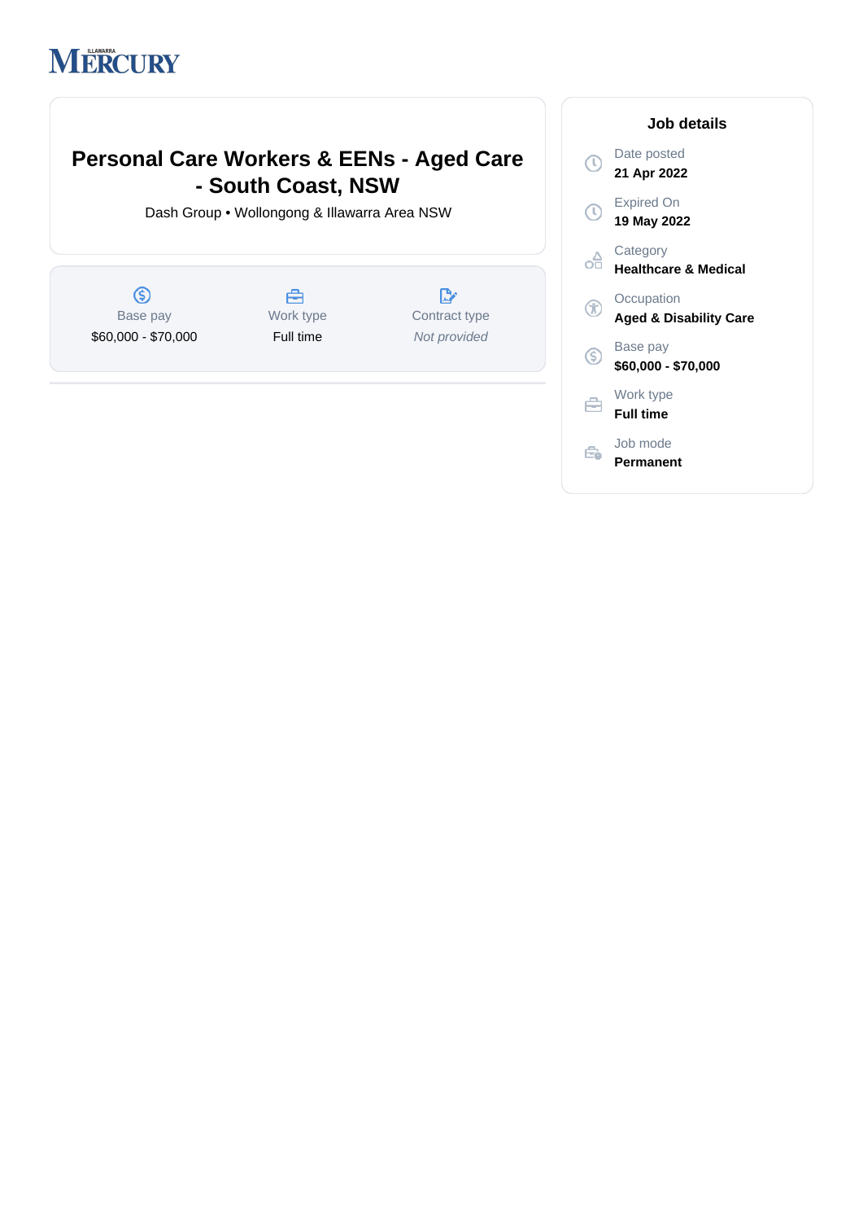ILLAWARRA MERCURY

# Personal Care Workers & EENs - Aged Care - South Coast, NSW

Dash Group • Wollongong & Illawarra Area NSW

| Base pay | Work type | Contract type |
|---|---|---|
| $60,000 - $70,000 | Full time | *Not provided* |

## Job details

Date posted
**21 Apr 2022**

Expired On
**19 May 2022**

Category
**Healthcare & Medical**

Occupation
**Aged & Disability Care**

Base pay
**$60,000 - $70,000**

Work type
**Full time**

Job mode
**Permanent**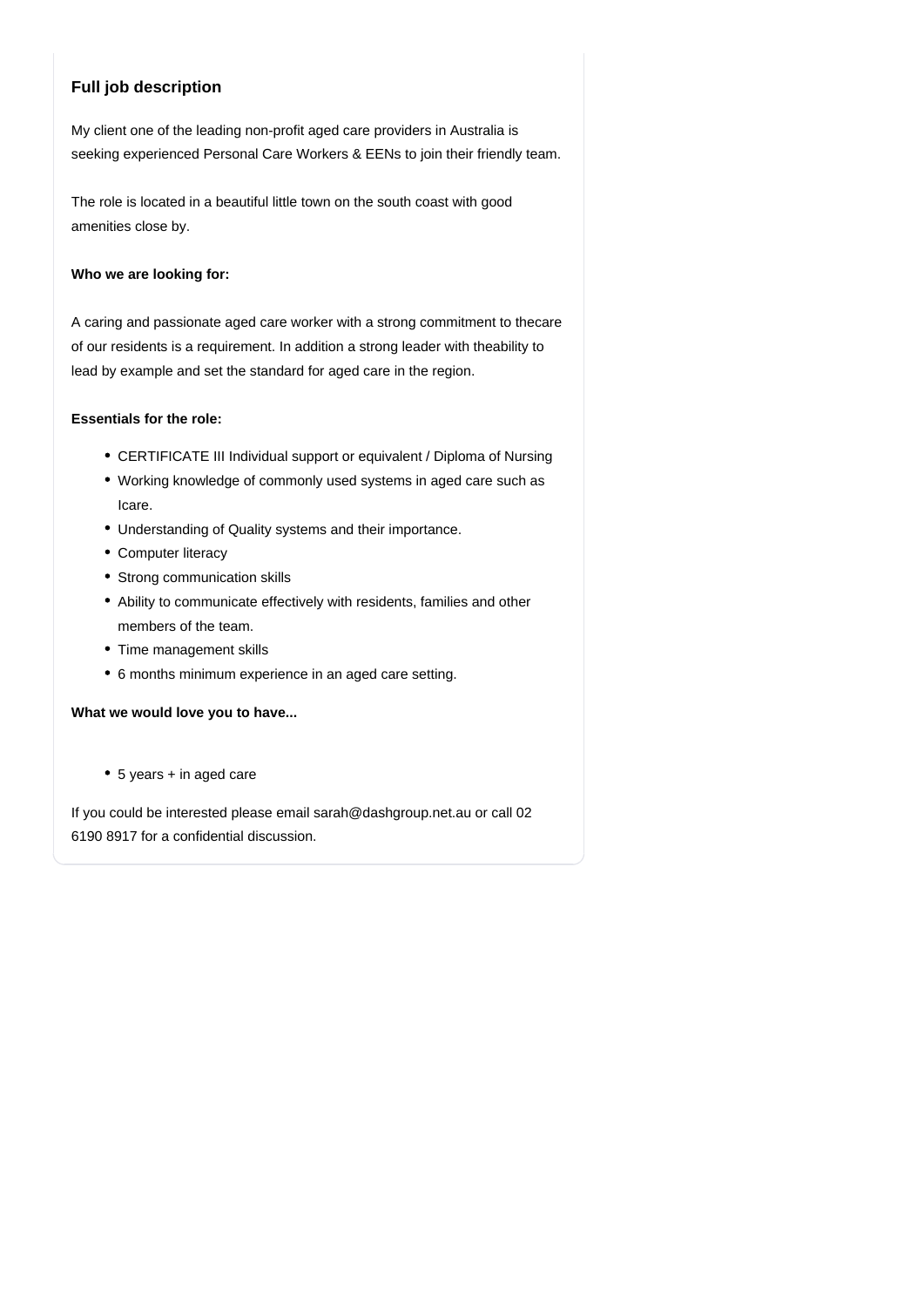### Full job description

My client one of the leading non-profit aged care providers in Australia is seeking experienced Personal Care Workers & EENs to join their friendly team.

The role is located in a beautiful little town on the south coast with good amenities close by.

**Who we are looking for:**

A caring and passionate aged care worker with a strong commitment to thecare of our residents is a requirement. In addition a strong leader with theability to lead by example and set the standard for aged care in the region.

**Essentials for the role:**

- CERTIFICATE III Individual support or equivalent / Diploma of Nursing
- Working knowledge of commonly used systems in aged care such as Icare.
- Understanding of Quality systems and their importance.
- Computer literacy
- Strong communication skills
- Ability to communicate effectively with residents, families and other members of the team.
- Time management skills
- 6 months minimum experience in an aged care setting.

**What we would love you to have...**

- 5 years + in aged care

If you could be interested please email sarah@dashgroup.net.au or call 02 6190 8917 for a confidential discussion.